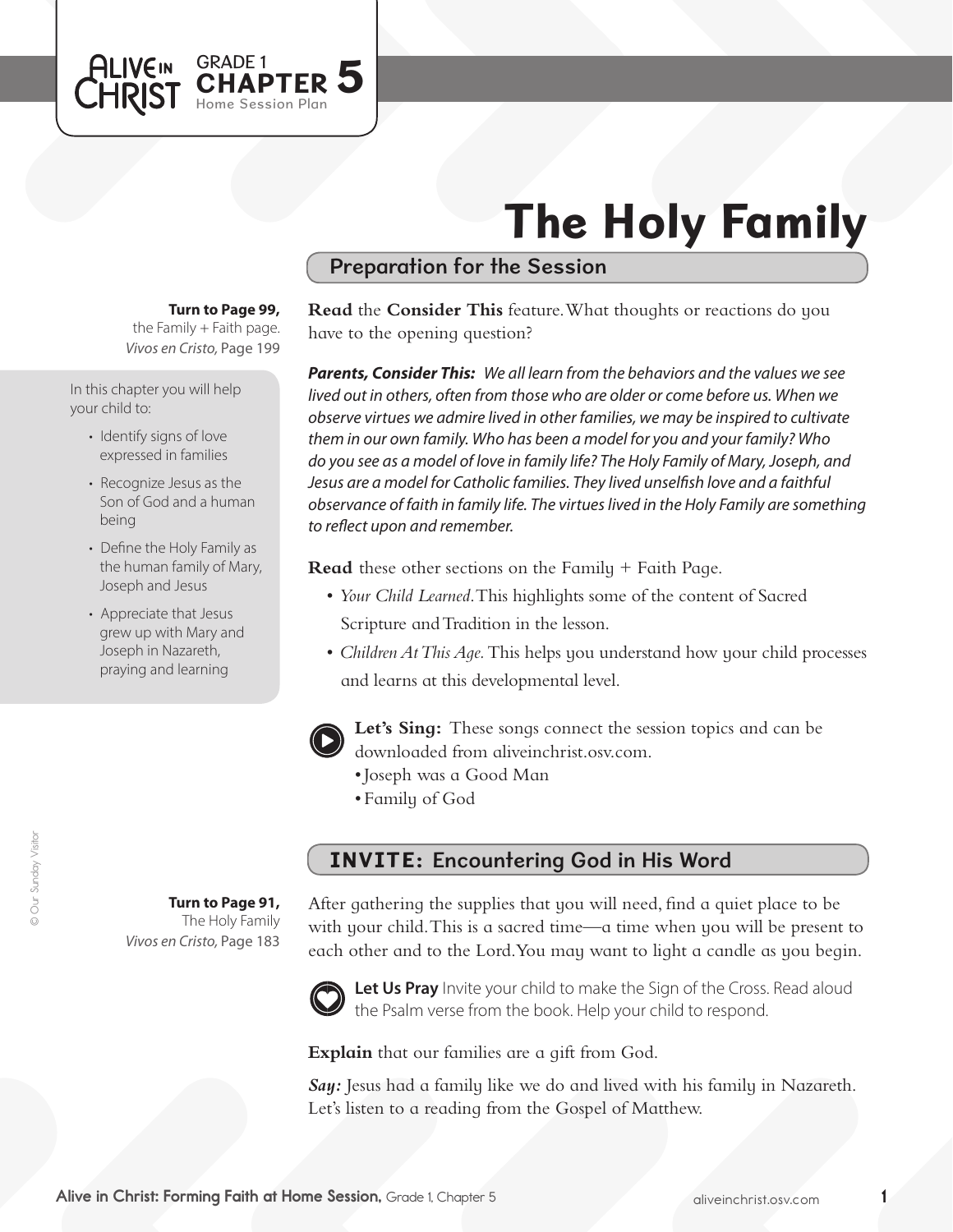Alive in Christ GRADE 1 CHAPTER 5 Home Session Plan

# The Holy Family

## Preparation for the Session

**Turn to Page 99,** the Family + Faith page. *Vivos en Cristo,* Page 199

In this chapter you will help your child to:

- Identify signs of love expressed in families
- Recognize Jesus as the Son of God and a human being
- Define the Holy Family as the human family of Mary, Joseph and Jesus
- Appreciate that Jesus grew up with Mary and Joseph in Nazareth, praying and learning

**Read** the **Consider This** feature. What thoughts or reactions do you have to the opening question?

***Parents, Consider This:*** *We all learn from the behaviors and the values we see lived out in others, often from those who are older or come before us. When we observe virtues we admire lived in other families, we may be inspired to cultivate them in our own family. Who has been a model for you and your family? Who do you see as a model of love in family life? The Holy Family of Mary, Joseph, and Jesus are a model for Catholic families. They lived unselfish love and a faithful observance of faith in family life. The virtues lived in the Holy Family are something to reflect upon and remember.*

**Read** these other sections on the Family + Faith Page.

- *Your Child Learned.* This highlights some of the content of Sacred Scripture and Tradition in the lesson.
- *Children At This Age.* This helps you understand how your child processes and learns at this developmental level.

**Let's Sing:** These songs connect the session topics and can be downloaded from aliveinchrist.osv.com.

- Joseph was a Good Man
- Family of God

## INVITE: Encountering God in His Word

**Turn to Page 91,** The Holy Family *Vivos en Cristo,* Page 183

After gathering the supplies that you will need, find a quiet place to be with your child. This is a sacred time—a time when you will be present to each other and to the Lord. You may want to light a candle as you begin.

**Let Us Pray** Invite your child to make the Sign of the Cross. Read aloud the Psalm verse from the book. Help your child to respond.

**Explain** that our families are a gift from God.

***Say:*** Jesus had a family like we do and lived with his family in Nazareth. Let's listen to a reading from the Gospel of Matthew.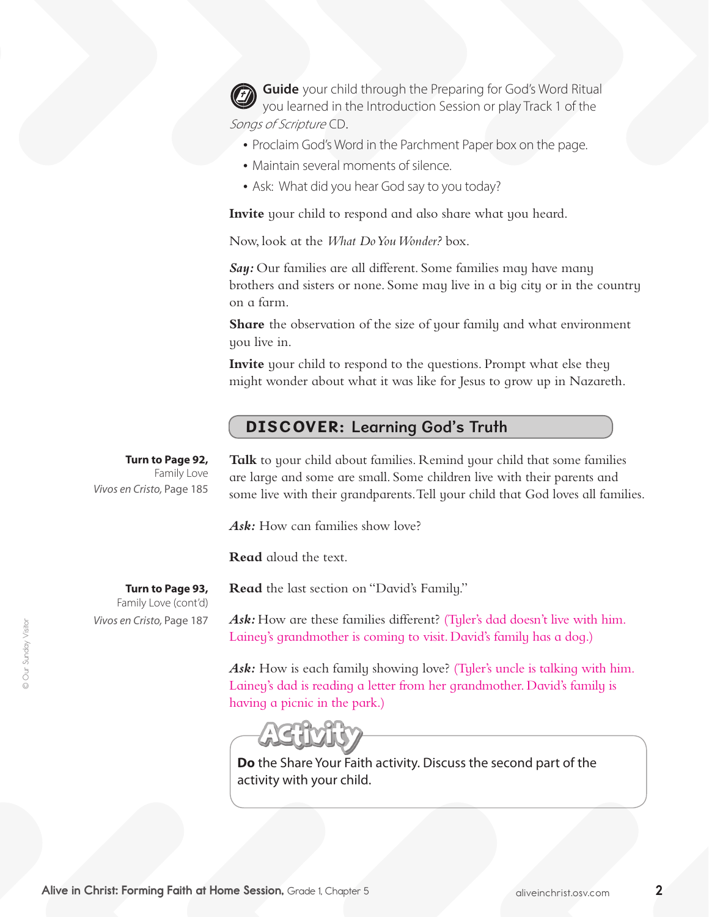**Guide** your child through the Preparing for God's Word Ritual you learned in the Introduction Session or play Track 1 of the *Songs of Scripture* CD.

- Proclaim God's Word in the Parchment Paper box on the page.
- Maintain several moments of silence.
- Ask: What did you hear God say to you today?

**Invite** your child to respond and also share what you heard.

Now, look at the *What Do You Wonder?* box.

***Say:*** Our families are all different. Some families may have many brothers and sisters or none. Some may live in a big city or in the country on a farm.

**Share** the observation of the size of your family and what environment you live in.

**Invite** your child to respond to the questions. Prompt what else they might wonder about what it was like for Jesus to grow up in Nazareth.

## DISCOVER: Learning God's Truth

**Turn to Page 92,** Family Love
*Vivos en Cristo,* Page 185

**Talk** to your child about families. Remind your child that some families are large and some are small. Some children live with their parents and some live with their grandparents. Tell your child that God loves all families.

***Ask:*** How can families show love?

**Read** aloud the text.

**Turn to Page 93,** Family Love (cont'd)
*Vivos en Cristo,* Page 187

**Read** the last section on "David's Family."

***Ask:*** How are these families different? (Tyler's dad doesn't live with him. Lainey's grandmother is coming to visit. David's family has a dog.)

***Ask:*** How is each family showing love? (Tyler's uncle is talking with him. Lainey's dad is reading a letter from her grandmother. David's family is having a picnic in the park.)

### Activity

**Do** the Share Your Faith activity. Discuss the second part of the activity with your child.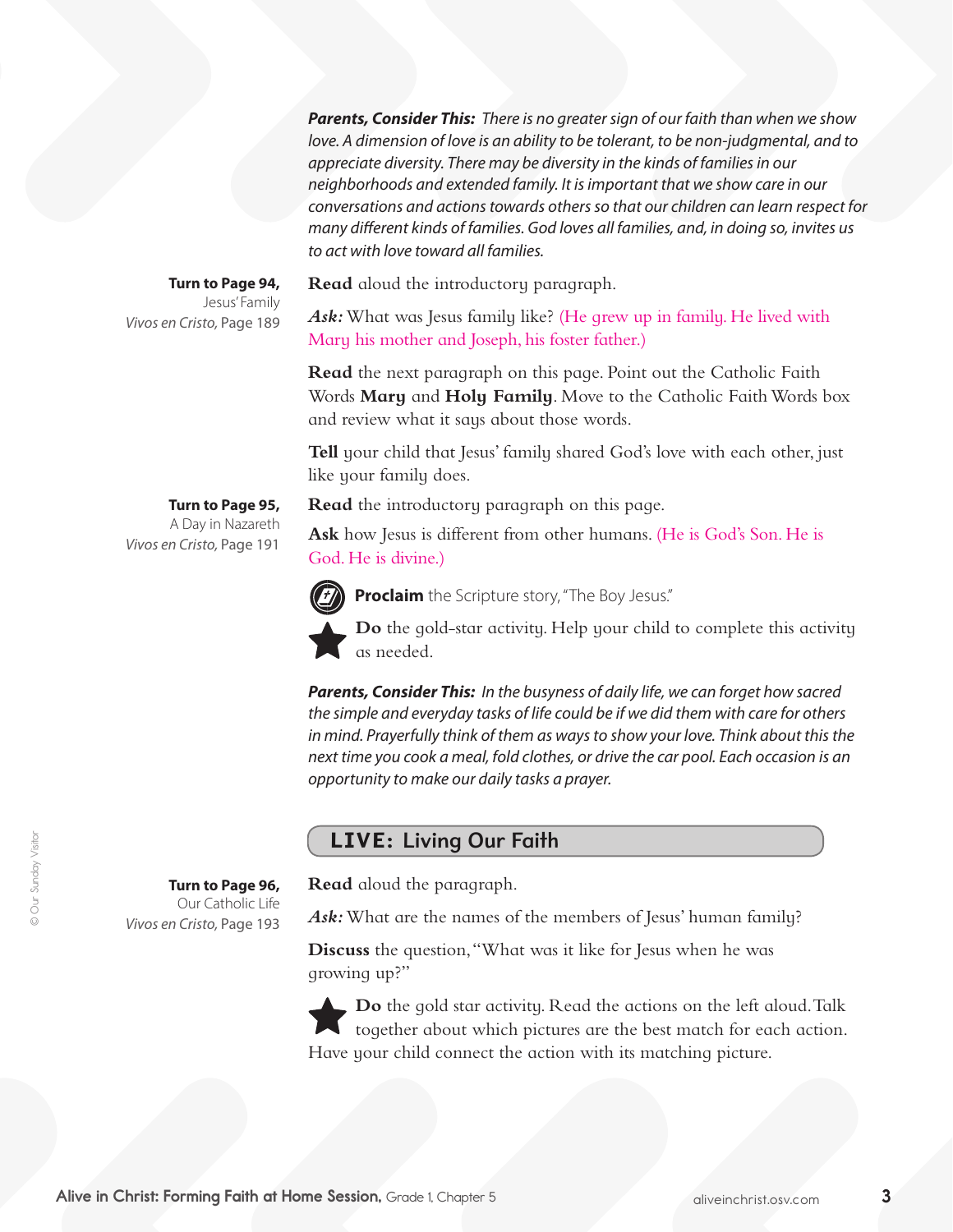***Parents, Consider This:*** *There is no greater sign of our faith than when we show love. A dimension of love is an ability to be tolerant, to be non-judgmental, and to appreciate diversity. There may be diversity in the kinds of families in our neighborhoods and extended family. It is important that we show care in our conversations and actions towards others so that our children can learn respect for many different kinds of families. God loves all families, and, in doing so, invites us to act with love toward all families.*

**Turn to Page 94,** Jesus' Family
*Vivos en Cristo,* Page 189

**Read** aloud the introductory paragraph.

***Ask:*** What was Jesus family like? (He grew up in family. He lived with Mary his mother and Joseph, his foster father.)

**Read** the next paragraph on this page. Point out the Catholic Faith Words **Mary** and **Holy Family**. Move to the Catholic Faith Words box and review what it says about those words.

**Tell** your child that Jesus' family shared God's love with each other, just like your family does.

**Turn to Page 95,** A Day in Nazareth
*Vivos en Cristo,* Page 191

**Read** the introductory paragraph on this page.

**Ask** how Jesus is different from other humans. (He is God's Son. He is God. He is divine.)

**Proclaim** the Scripture story, "The Boy Jesus."

**Do** the gold-star activity. Help your child to complete this activity as needed.

***Parents, Consider This:*** *In the busyness of daily life, we can forget how sacred the simple and everyday tasks of life could be if we did them with care for others in mind. Prayerfully think of them as ways to show your love. Think about this the next time you cook a meal, fold clothes, or drive the car pool. Each occasion is an opportunity to make our daily tasks a prayer.*

## LIVE: Living Our Faith

**Turn to Page 96,** Our Catholic Life
*Vivos en Cristo,* Page 193

**Read** aloud the paragraph.

***Ask:*** What are the names of the members of Jesus' human family?

**Discuss** the question, "What was it like for Jesus when he was growing up?"

**Do** the gold star activity. Read the actions on the left aloud. Talk together about which pictures are the best match for each action. Have your child connect the action with its matching picture.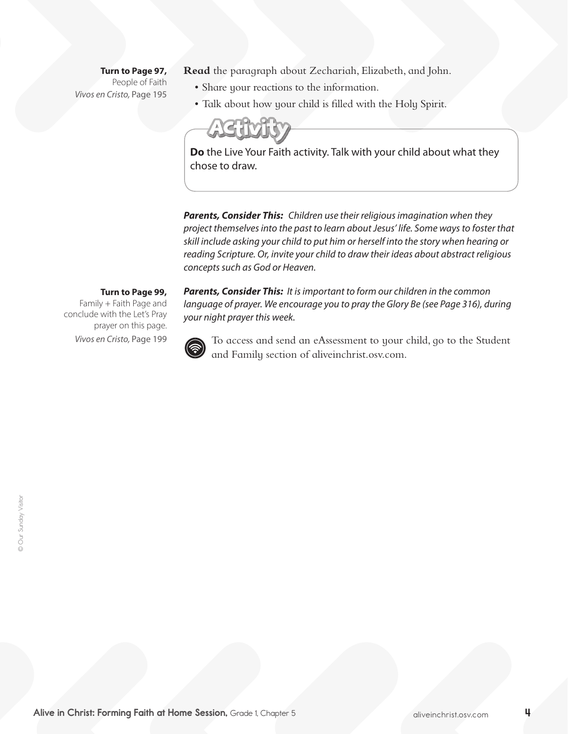**Turn to Page 97,**
People of Faith
*Vivos en Cristo,* Page 195

**Read** the paragraph about Zechariah, Elizabeth, and John.

- Share your reactions to the information.
- Talk about how your child is filled with the Holy Spirit.

**Activity**

**Do** the Live Your Faith activity. Talk with your child about what they chose to draw.

***Parents, Consider This:*** *Children use their religious imagination when they project themselves into the past to learn about Jesus' life. Some ways to foster that skill include asking your child to put him or herself into the story when hearing or reading Scripture. Or, invite your child to draw their ideas about abstract religious concepts such as God or Heaven.*

**Turn to Page 99,**
Family + Faith Page and conclude with the Let's Pray prayer on this page.
*Vivos en Cristo,* Page 199

***Parents, Consider This:*** *It is important to form our children in the common language of prayer. We encourage you to pray the Glory Be (see Page 316), during your night prayer this week.*

To access and send an eAssessment to your child, go to the Student and Family section of aliveinchrist.osv.com.

© Our Sunday Visitor